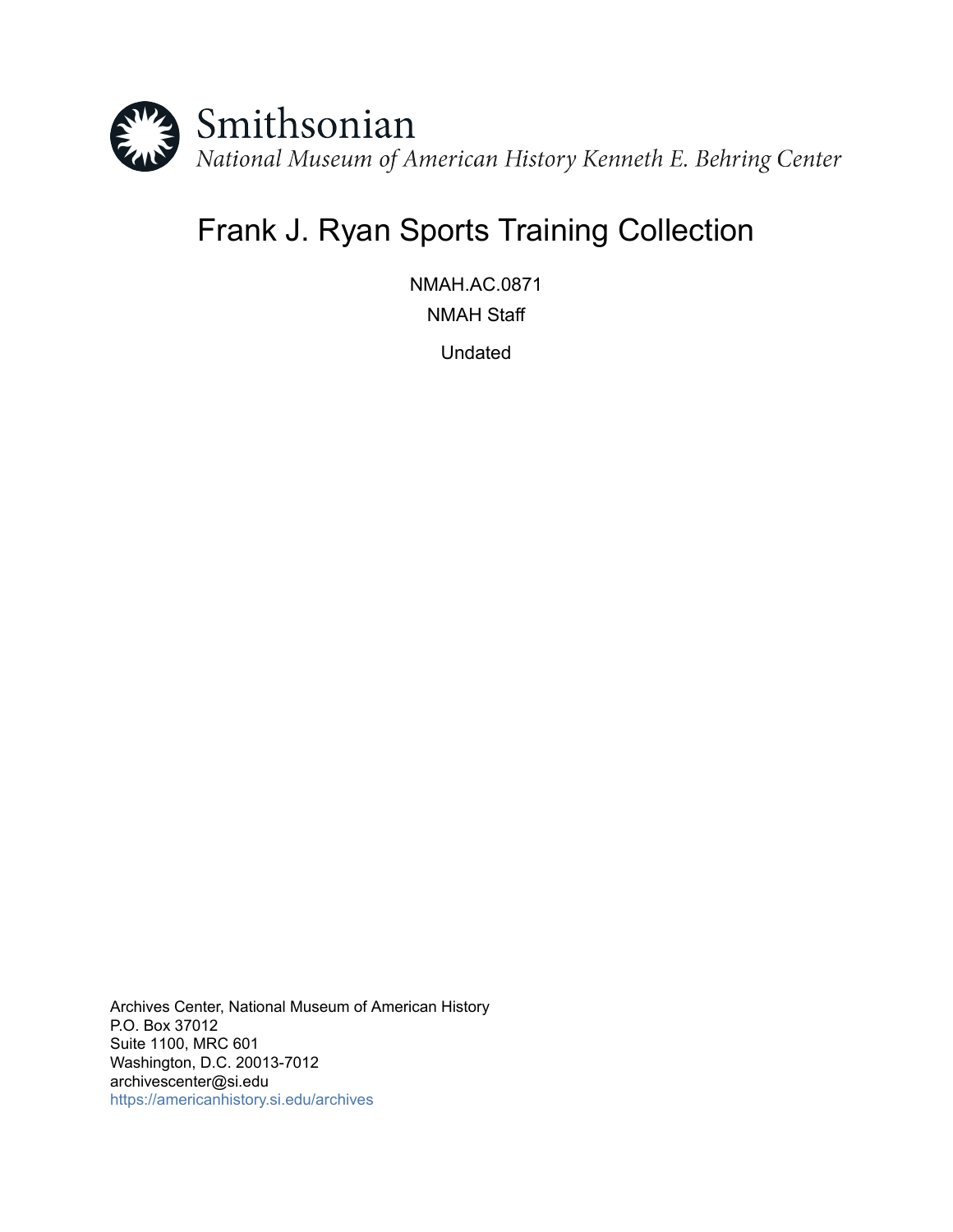Smithsonian

*National Museum of American History Kenneth E. Behring Center*

# Frank J. Ryan Sports Training Collection

NMAH.AC.0871

NMAH Staff

Undated

Archives Center, National Museum of American History
P.O. Box 37012
Suite 1100, MRC 601
Washington, D.C. 20013-7012
archivescenter@si.edu
https://americanhistory.si.edu/archives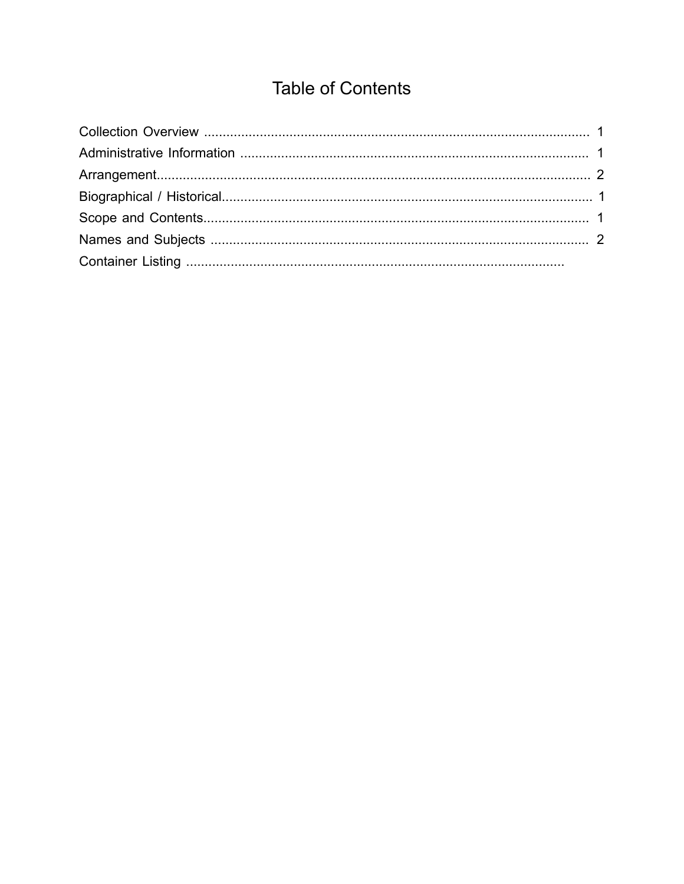# Table of Contents

Collection Overview ........................................................................................................ 1
Administrative Information .............................................................................................. 1
Arrangement...................................................................................................................... 2
Biographical / Historical.................................................................................................... 1
Scope and Contents......................................................................................................... 1
Names and Subjects ....................................................................................................... 2
Container Listing .......................................................................................................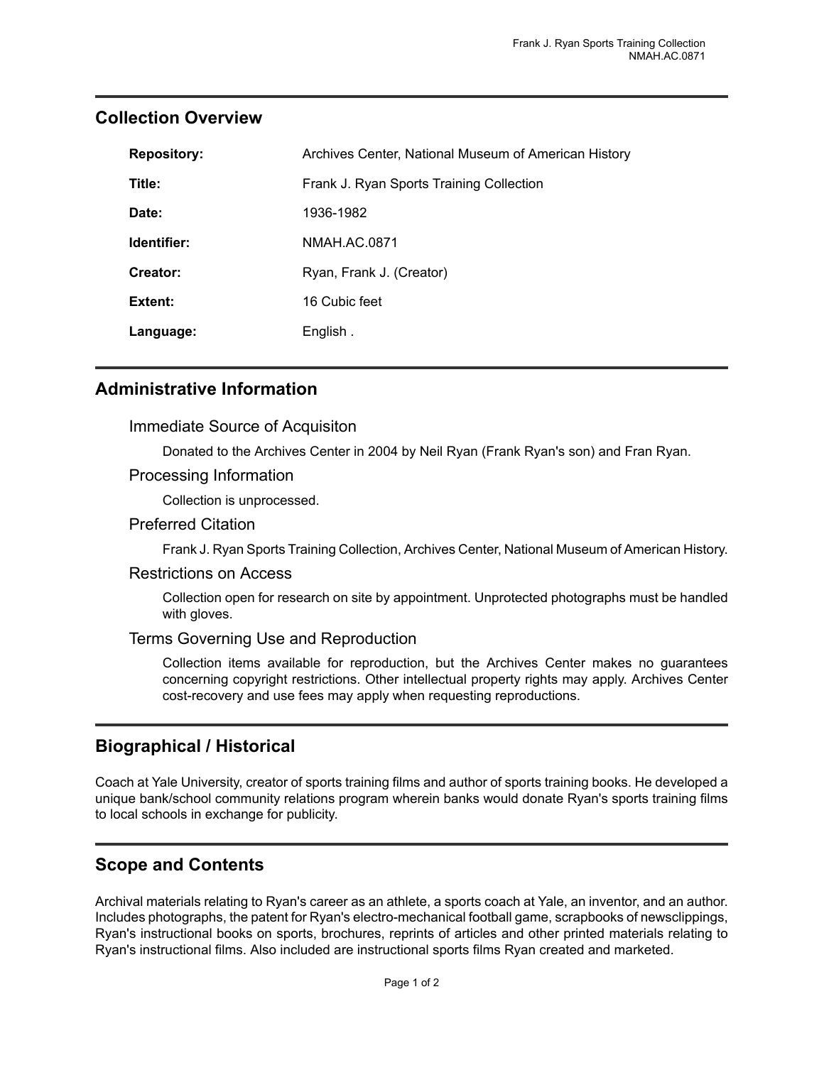## Collection Overview

**Repository:** Archives Center, National Museum of American History

**Title:** Frank J. Ryan Sports Training Collection

**Date:** 1936-1982

**Identifier:** NMAH.AC.0871

**Creator:** Ryan, Frank J. (Creator)

**Extent:** 16 Cubic feet

**Language:** English .

## Administrative Information

### Immediate Source of Acquisiton

Donated to the Archives Center in 2004 by Neil Ryan (Frank Ryan's son) and Fran Ryan.

### Processing Information

Collection is unprocessed.

### Preferred Citation

Frank J. Ryan Sports Training Collection, Archives Center, National Museum of American History.

### Restrictions on Access

Collection open for research on site by appointment. Unprotected photographs must be handled with gloves.

### Terms Governing Use and Reproduction

Collection items available for reproduction, but the Archives Center makes no guarantees concerning copyright restrictions. Other intellectual property rights may apply. Archives Center cost-recovery and use fees may apply when requesting reproductions.

## Biographical / Historical

Coach at Yale University, creator of sports training films and author of sports training books. He developed a unique bank/school community relations program wherein banks would donate Ryan's sports training films to local schools in exchange for publicity.

## Scope and Contents

Archival materials relating to Ryan's career as an athlete, a sports coach at Yale, an inventor, and an author. Includes photographs, the patent for Ryan's electro-mechanical football game, scrapbooks of newsclippings, Ryan's instructional books on sports, brochures, reprints of articles and other printed materials relating to Ryan's instructional films. Also included are instructional sports films Ryan created and marketed.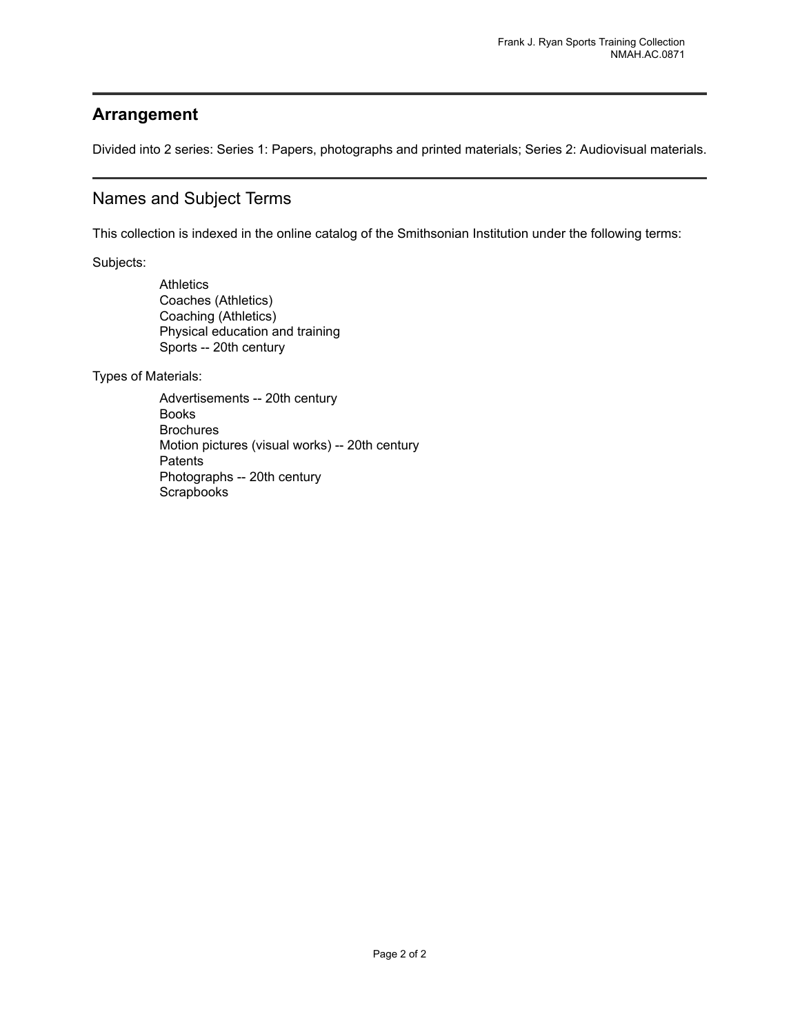## Arrangement

Divided into 2 series: Series 1: Papers, photographs and printed materials; Series 2: Audiovisual materials.

## Names and Subject Terms

This collection is indexed in the online catalog of the Smithsonian Institution under the following terms:

Subjects:

- Athletics
- Coaches (Athletics)
- Coaching (Athletics)
- Physical education and training
- Sports -- 20th century

Types of Materials:

- Advertisements -- 20th century
- Books
- Brochures
- Motion pictures (visual works) -- 20th century
- Patents
- Photographs -- 20th century
- Scrapbooks